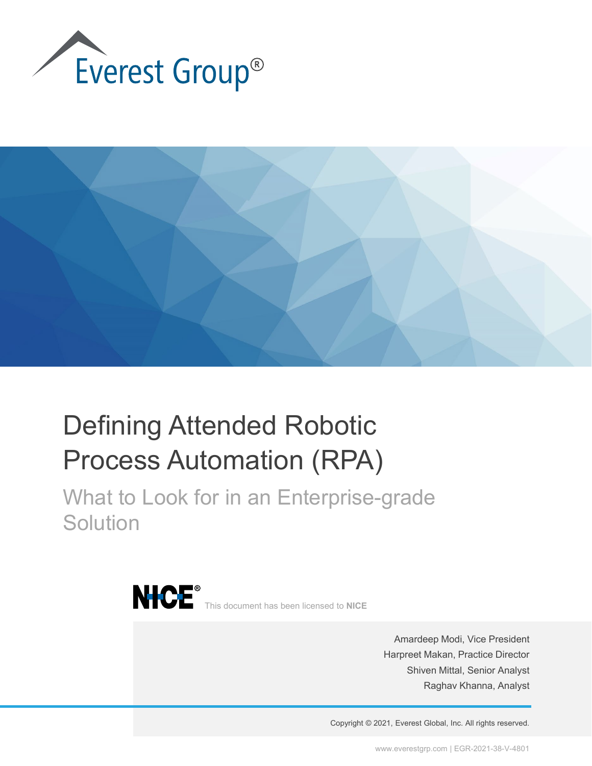Everest Group®

# Defining Attended Robotic Process Automation (RPA)

## What to Look for in an Enterprise-grade Solution

NICE® This document has been licensed to **NICE**

Amardeep Modi, Vice President
Harpreet Makan, Practice Director
Shiven Mittal, Senior Analyst
Raghav Khanna, Analyst

Copyright © 2021, Everest Global, Inc. All rights reserved.

www.everestgrp.com | EGR-2021-38-V-4801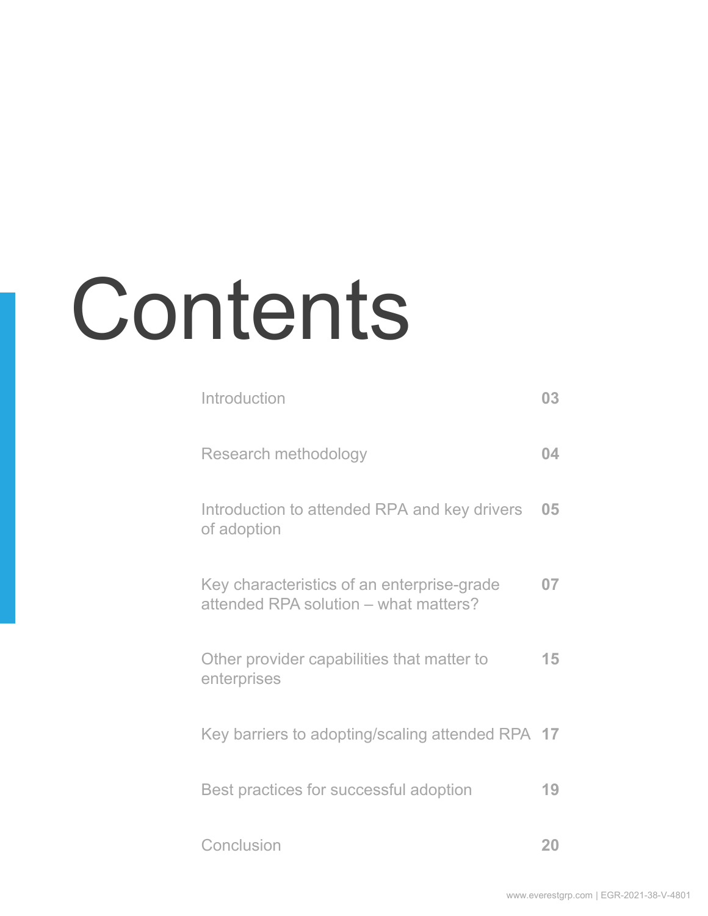# Contents

| | |
|---|---|
| Introduction | **03** |
| Research methodology | **04** |
| Introduction to attended RPA and key drivers of adoption | **05** |
| Key characteristics of an enterprise-grade attended RPA solution – what matters? | **07** |
| Other provider capabilities that matter to enterprises | **15** |
| Key barriers to adopting/scaling attended RPA | **17** |
| Best practices for successful adoption | **19** |
| Conclusion | **20** |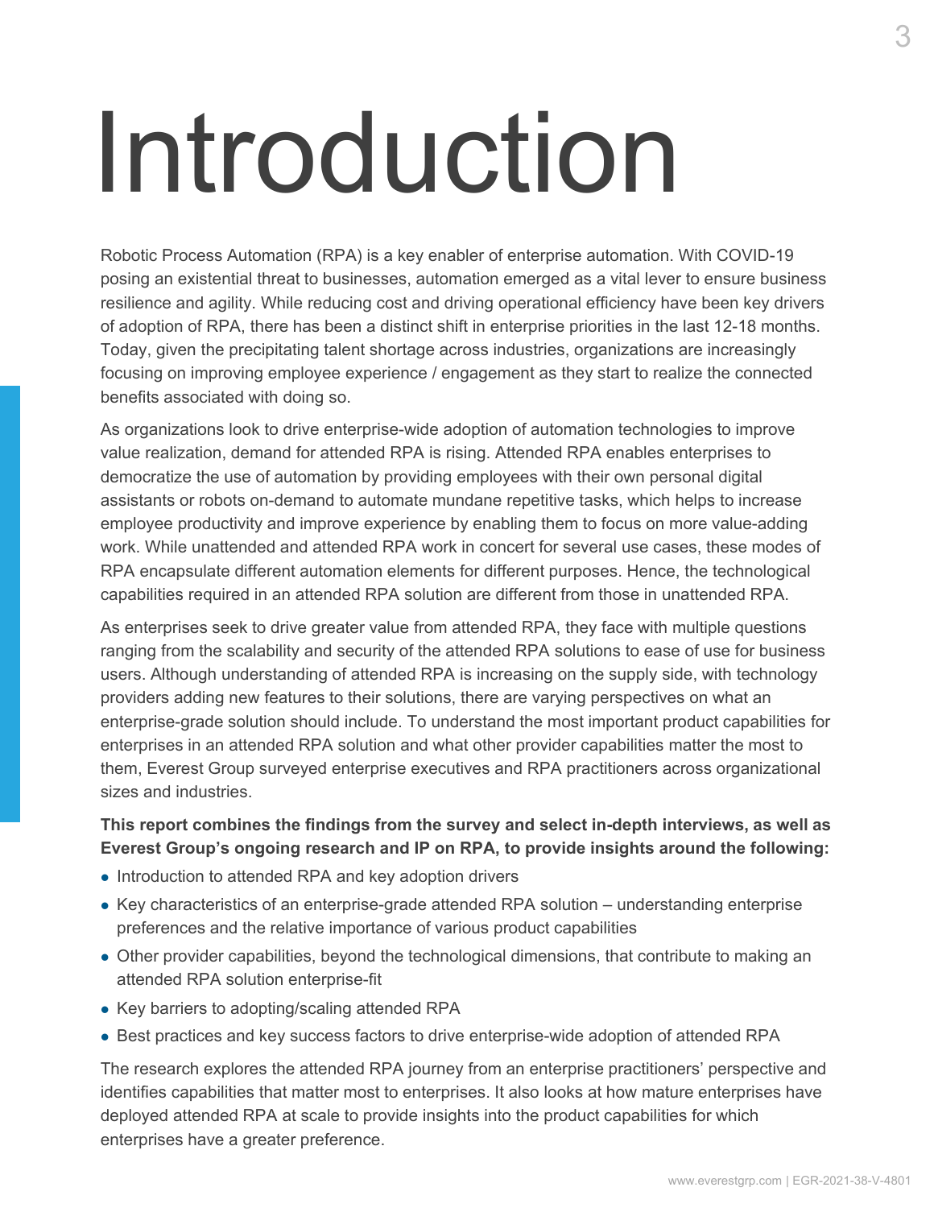# Introduction

Robotic Process Automation (RPA) is a key enabler of enterprise automation. With COVID-19 posing an existential threat to businesses, automation emerged as a vital lever to ensure business resilience and agility. While reducing cost and driving operational efficiency have been key drivers of adoption of RPA, there has been a distinct shift in enterprise priorities in the last 12-18 months. Today, given the precipitating talent shortage across industries, organizations are increasingly focusing on improving employee experience / engagement as they start to realize the connected benefits associated with doing so.

As organizations look to drive enterprise-wide adoption of automation technologies to improve value realization, demand for attended RPA is rising. Attended RPA enables enterprises to democratize the use of automation by providing employees with their own personal digital assistants or robots on-demand to automate mundane repetitive tasks, which helps to increase employee productivity and improve experience by enabling them to focus on more value-adding work. While unattended and attended RPA work in concert for several use cases, these modes of RPA encapsulate different automation elements for different purposes. Hence, the technological capabilities required in an attended RPA solution are different from those in unattended RPA.

As enterprises seek to drive greater value from attended RPA, they face with multiple questions ranging from the scalability and security of the attended RPA solutions to ease of use for business users. Although understanding of attended RPA is increasing on the supply side, with technology providers adding new features to their solutions, there are varying perspectives on what an enterprise-grade solution should include. To understand the most important product capabilities for enterprises in an attended RPA solution and what other provider capabilities matter the most to them, Everest Group surveyed enterprise executives and RPA practitioners across organizational sizes and industries.

**This report combines the findings from the survey and select in-depth interviews, as well as Everest Group's ongoing research and IP on RPA, to provide insights around the following:**

- Introduction to attended RPA and key adoption drivers
- Key characteristics of an enterprise-grade attended RPA solution – understanding enterprise preferences and the relative importance of various product capabilities
- Other provider capabilities, beyond the technological dimensions, that contribute to making an attended RPA solution enterprise-fit
- Key barriers to adopting/scaling attended RPA
- Best practices and key success factors to drive enterprise-wide adoption of attended RPA

The research explores the attended RPA journey from an enterprise practitioners' perspective and identifies capabilities that matter most to enterprises. It also looks at how mature enterprises have deployed attended RPA at scale to provide insights into the product capabilities for which enterprises have a greater preference.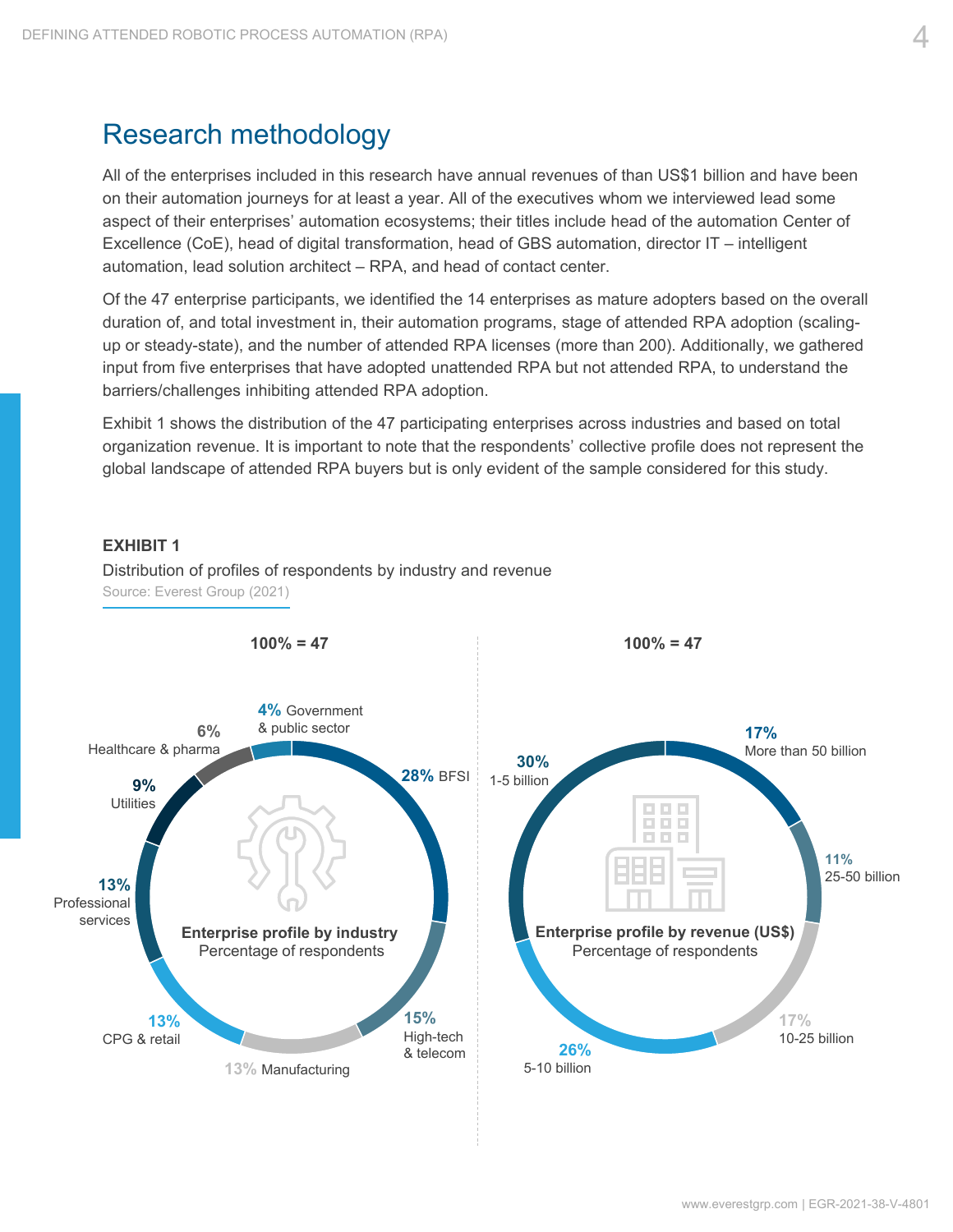# Research methodology

All of the enterprises included in this research have annual revenues of than US$1 billion and have been on their automation journeys for at least a year. All of the executives whom we interviewed lead some aspect of their enterprises' automation ecosystems; their titles include head of the automation Center of Excellence (CoE), head of digital transformation, head of GBS automation, director IT – intelligent automation, lead solution architect – RPA, and head of contact center.

Of the 47 enterprise participants, we identified the 14 enterprises as mature adopters based on the overall duration of, and total investment in, their automation programs, stage of attended RPA adoption (scaling-up or steady-state), and the number of attended RPA licenses (more than 200). Additionally, we gathered input from five enterprises that have adopted unattended RPA but not attended RPA, to understand the barriers/challenges inhibiting attended RPA adoption.

Exhibit 1 shows the distribution of the 47 participating enterprises across industries and based on total organization revenue. It is important to note that the respondents' collective profile does not represent the global landscape of attended RPA buyers but is only evident of the sample considered for this study.

**EXHIBIT 1**

Distribution of profiles of respondents by industry and revenue

Source: Everest Group (2021)

**Enterprise profile by industry**
Percentage of respondents (100% = 47)

| Industry | Percentage |
|---|---|
| BFSI | 28% |
| High-tech & telecom | 15% |
| Manufacturing | 13% |
| CPG & retail | 13% |
| Professional services | 13% |
| Utilities | 9% |
| Healthcare & pharma | 6% |
| Government & public sector | 4% |

**Enterprise profile by revenue (US$)**
Percentage of respondents (100% = 47)

| Revenue | Percentage |
|---|---|
| More than 50 billion | 17% |
| 25-50 billion | 11% |
| 10-25 billion | 17% |
| 5-10 billion | 26% |
| 1-5 billion | 30% |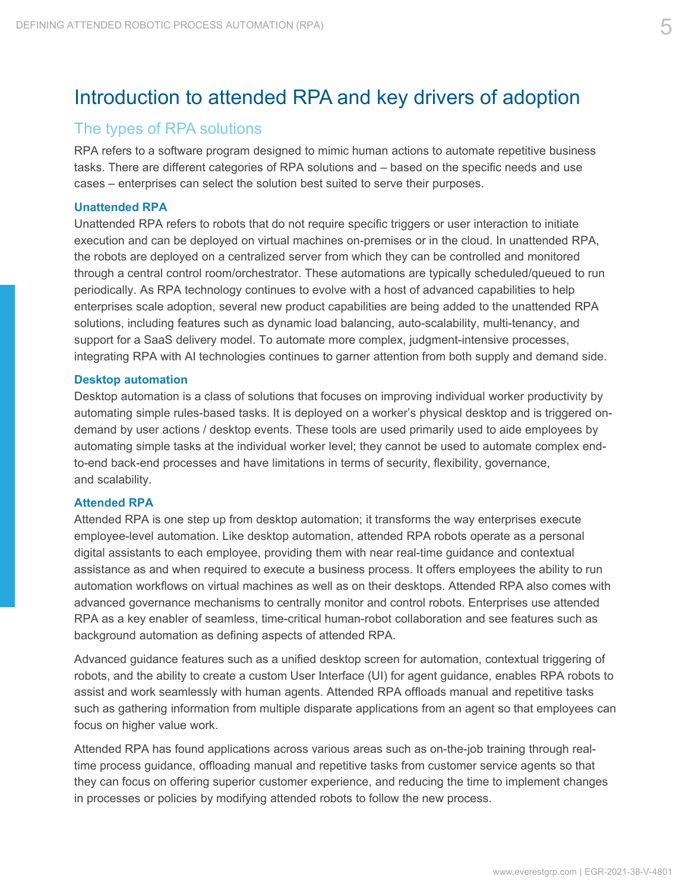# Introduction to attended RPA and key drivers of adoption

## The types of RPA solutions

RPA refers to a software program designed to mimic human actions to automate repetitive business tasks. There are different categories of RPA solutions and – based on the specific needs and use cases – enterprises can select the solution best suited to serve their purposes.

### Unattended RPA

Unattended RPA refers to robots that do not require specific triggers or user interaction to initiate execution and can be deployed on virtual machines on-premises or in the cloud. In unattended RPA, the robots are deployed on a centralized server from which they can be controlled and monitored through a central control room/orchestrator. These automations are typically scheduled/queued to run periodically. As RPA technology continues to evolve with a host of advanced capabilities to help enterprises scale adoption, several new product capabilities are being added to the unattended RPA solutions, including features such as dynamic load balancing, auto-scalability, multi-tenancy, and support for a SaaS delivery model. To automate more complex, judgment-intensive processes, integrating RPA with AI technologies continues to garner attention from both supply and demand side.

### Desktop automation

Desktop automation is a class of solutions that focuses on improving individual worker productivity by automating simple rules-based tasks. It is deployed on a worker's physical desktop and is triggered on-demand by user actions / desktop events. These tools are used primarily used to aide employees by automating simple tasks at the individual worker level; they cannot be used to automate complex end-to-end back-end processes and have limitations in terms of security, flexibility, governance, and scalability.

### Attended RPA

Attended RPA is one step up from desktop automation; it transforms the way enterprises execute employee-level automation. Like desktop automation, attended RPA robots operate as a personal digital assistants to each employee, providing them with near real-time guidance and contextual assistance as and when required to execute a business process. It offers employees the ability to run automation workflows on virtual machines as well as on their desktops. Attended RPA also comes with advanced governance mechanisms to centrally monitor and control robots. Enterprises use attended RPA as a key enabler of seamless, time-critical human-robot collaboration and see features such as background automation as defining aspects of attended RPA.

Advanced guidance features such as a unified desktop screen for automation, contextual triggering of robots, and the ability to create a custom User Interface (UI) for agent guidance, enables RPA robots to assist and work seamlessly with human agents. Attended RPA offloads manual and repetitive tasks such as gathering information from multiple disparate applications from an agent so that employees can focus on higher value work.

Attended RPA has found applications across various areas such as on-the-job training through real-time process guidance, offloading manual and repetitive tasks from customer service agents so that they can focus on offering superior customer experience, and reducing the time to implement changes in processes or policies by modifying attended robots to follow the new process.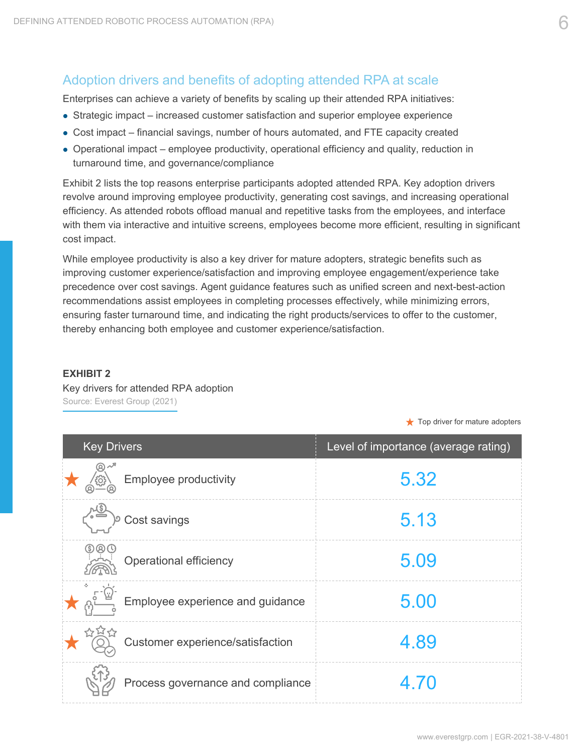## Adoption drivers and benefits of adopting attended RPA at scale

Enterprises can achieve a variety of benefits by scaling up their attended RPA initiatives:

- Strategic impact – increased customer satisfaction and superior employee experience
- Cost impact – financial savings, number of hours automated, and FTE capacity created
- Operational impact – employee productivity, operational efficiency and quality, reduction in turnaround time, and governance/compliance

Exhibit 2 lists the top reasons enterprise participants adopted attended RPA. Key adoption drivers revolve around improving employee productivity, generating cost savings, and increasing operational efficiency. As attended robots offload manual and repetitive tasks from the employees, and interface with them via interactive and intuitive screens, employees become more efficient, resulting in significant cost impact.

While employee productivity is also a key driver for mature adopters, strategic benefits such as improving customer experience/satisfaction and improving employee engagement/experience take precedence over cost savings. Agent guidance features such as unified screen and next-best-action recommendations assist employees in completing processes effectively, while minimizing errors, ensuring faster turnaround time, and indicating the right products/services to offer to the customer, thereby enhancing both employee and customer experience/satisfaction.

**EXHIBIT 2**

Key drivers for attended RPA adoption

Source: Everest Group (2021)

★ Top driver for mature adopters

| Key Drivers | Level of importance (average rating) |
|---|---|
| ★ Employee productivity | 5.32 |
| Cost savings | 5.13 |
| Operational efficiency | 5.09 |
| ★ Employee experience and guidance | 5.00 |
| ★ Customer experience/satisfaction | 4.89 |
| Process governance and compliance | 4.70 |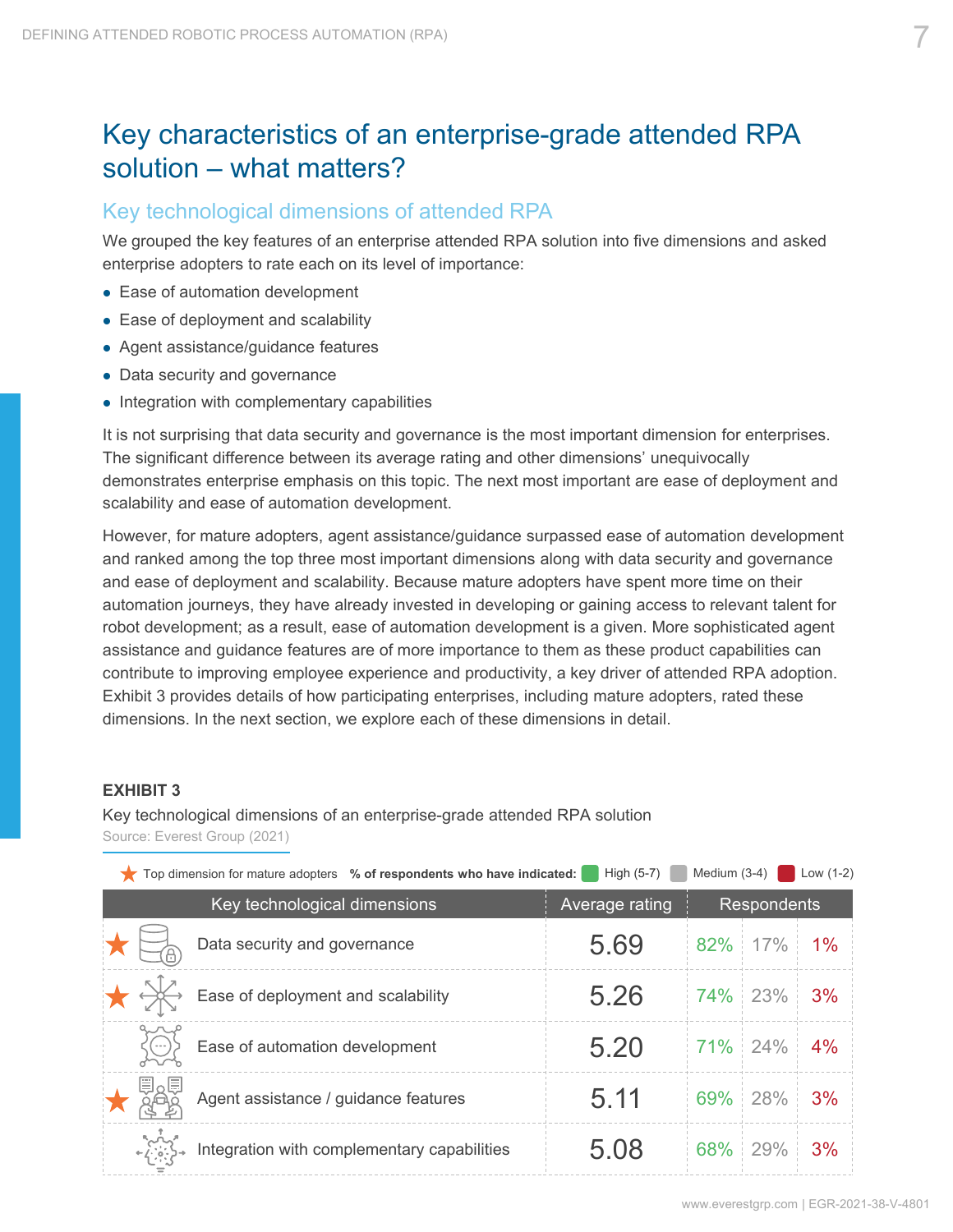# Key characteristics of an enterprise-grade attended RPA solution – what matters?

## Key technological dimensions of attended RPA

We grouped the key features of an enterprise attended RPA solution into five dimensions and asked enterprise adopters to rate each on its level of importance:

- Ease of automation development
- Ease of deployment and scalability
- Agent assistance/guidance features
- Data security and governance
- Integration with complementary capabilities

It is not surprising that data security and governance is the most important dimension for enterprises. The significant difference between its average rating and other dimensions' unequivocally demonstrates enterprise emphasis on this topic. The next most important are ease of deployment and scalability and ease of automation development.

However, for mature adopters, agent assistance/guidance surpassed ease of automation development and ranked among the top three most important dimensions along with data security and governance and ease of deployment and scalability. Because mature adopters have spent more time on their automation journeys, they have already invested in developing or gaining access to relevant talent for robot development; as a result, ease of automation development is a given. More sophisticated agent assistance and guidance features are of more importance to them as these product capabilities can contribute to improving employee experience and productivity, a key driver of attended RPA adoption. Exhibit 3 provides details of how participating enterprises, including mature adopters, rated these dimensions. In the next section, we explore each of these dimensions in detail.

**EXHIBIT 3**

Key technological dimensions of an enterprise-grade attended RPA solution

Source: Everest Group (2021)

★ Top dimension for mature adopters | **% of respondents who have indicated:** High (5-7) | Medium (3-4) | Low (1-2)

| Key technological dimensions | Average rating | Respondents: High (5-7) | Respondents: Medium (3-4) | Respondents: Low (1-2) |
|---|---|---|---|---|
| ★ Data security and governance | 5.69 | 82% | 17% | 1% |
| ★ Ease of deployment and scalability | 5.26 | 74% | 23% | 3% |
| Ease of automation development | 5.20 | 71% | 24% | 4% |
| ★ Agent assistance / guidance features | 5.11 | 69% | 28% | 3% |
| Integration with complementary capabilities | 5.08 | 68% | 29% | 3% |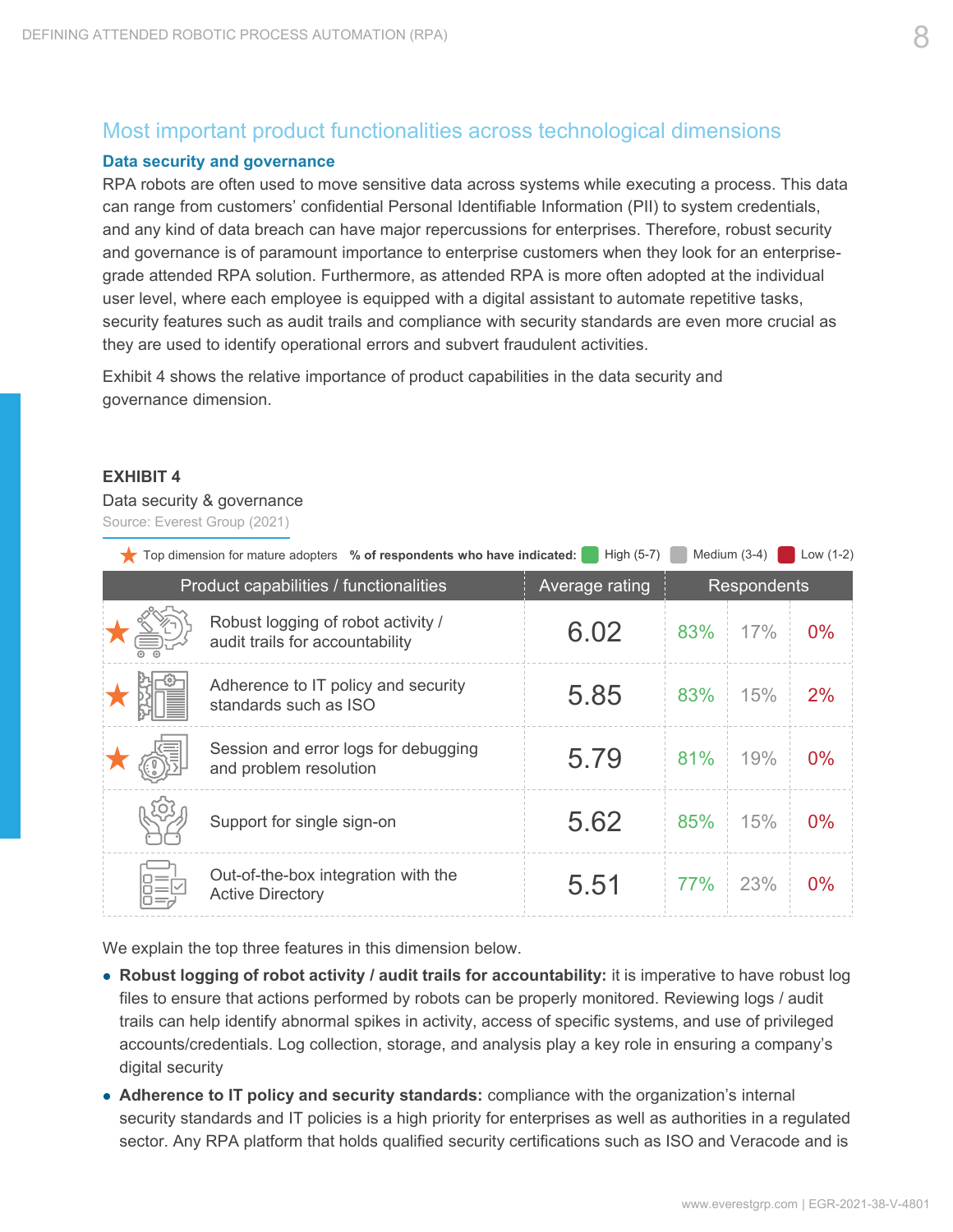## Most important product functionalities across technological dimensions

### Data security and governance

RPA robots are often used to move sensitive data across systems while executing a process. This data can range from customers' confidential Personal Identifiable Information (PII) to system credentials, and any kind of data breach can have major repercussions for enterprises. Therefore, robust security and governance is of paramount importance to enterprise customers when they look for an enterprise-grade attended RPA solution. Furthermore, as attended RPA is more often adopted at the individual user level, where each employee is equipped with a digital assistant to automate repetitive tasks, security features such as audit trails and compliance with security standards are even more crucial as they are used to identify operational errors and subvert fraudulent activities.

Exhibit 4 shows the relative importance of product capabilities in the data security and governance dimension.

**EXHIBIT 4**

Data security & governance

Source: Everest Group (2021)

★ Top dimension for mature adopters | **% of respondents who have indicated:** High (5-7) | Medium (3-4) | Low (1-2)

| Product capabilities / functionalities | Average rating | Respondents | | |
|---|---|---|---|---|
| | | High (5-7) | Medium (3-4) | Low (1-2) |
| ★ Robust logging of robot activity / audit trails for accountability | 6.02 | 83% | 17% | 0% |
| ★ Adherence to IT policy and security standards such as ISO | 5.85 | 83% | 15% | 2% |
| ★ Session and error logs for debugging and problem resolution | 5.79 | 81% | 19% | 0% |
| Support for single sign-on | 5.62 | 85% | 15% | 0% |
| Out-of-the-box integration with the Active Directory | 5.51 | 77% | 23% | 0% |

We explain the top three features in this dimension below.

- **Robust logging of robot activity / audit trails for accountability:** it is imperative to have robust log files to ensure that actions performed by robots can be properly monitored. Reviewing logs / audit trails can help identify abnormal spikes in activity, access of specific systems, and use of privileged accounts/credentials. Log collection, storage, and analysis play a key role in ensuring a company's digital security
- **Adherence to IT policy and security standards:** compliance with the organization's internal security standards and IT policies is a high priority for enterprises as well as authorities in a regulated sector. Any RPA platform that holds qualified security certifications such as ISO and Veracode and is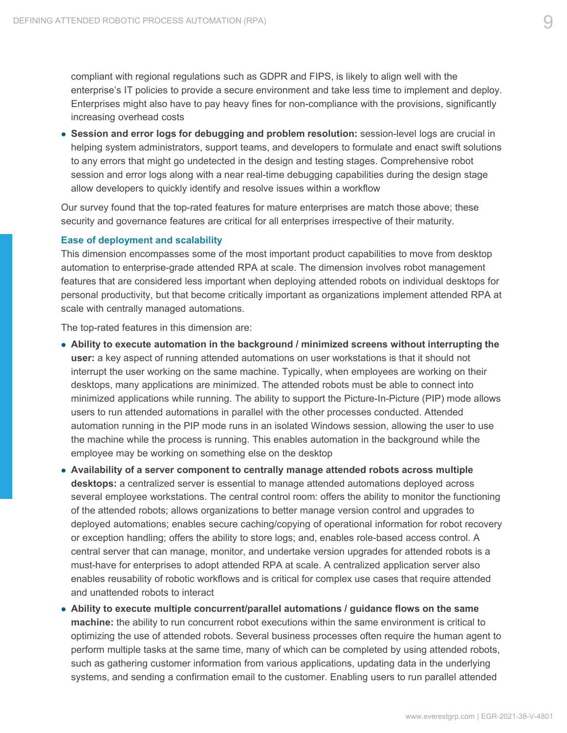compliant with regional regulations such as GDPR and FIPS, is likely to align well with the enterprise's IT policies to provide a secure environment and take less time to implement and deploy. Enterprises might also have to pay heavy fines for non-compliance with the provisions, significantly increasing overhead costs

- **Session and error logs for debugging and problem resolution:** session-level logs are crucial in helping system administrators, support teams, and developers to formulate and enact swift solutions to any errors that might go undetected in the design and testing stages. Comprehensive robot session and error logs along with a near real-time debugging capabilities during the design stage allow developers to quickly identify and resolve issues within a workflow

Our survey found that the top-rated features for mature enterprises are match those above; these security and governance features are critical for all enterprises irrespective of their maturity.

### Ease of deployment and scalability

This dimension encompasses some of the most important product capabilities to move from desktop automation to enterprise-grade attended RPA at scale. The dimension involves robot management features that are considered less important when deploying attended robots on individual desktops for personal productivity, but that become critically important as organizations implement attended RPA at scale with centrally managed automations.

The top-rated features in this dimension are:

- **Ability to execute automation in the background / minimized screens without interrupting the user:** a key aspect of running attended automations on user workstations is that it should not interrupt the user working on the same machine. Typically, when employees are working on their desktops, many applications are minimized. The attended robots must be able to connect into minimized applications while running. The ability to support the Picture-In-Picture (PIP) mode allows users to run attended automations in parallel with the other processes conducted. Attended automation running in the PIP mode runs in an isolated Windows session, allowing the user to use the machine while the process is running. This enables automation in the background while the employee may be working on something else on the desktop
- **Availability of a server component to centrally manage attended robots across multiple desktops:** a centralized server is essential to manage attended automations deployed across several employee workstations. The central control room: offers the ability to monitor the functioning of the attended robots; allows organizations to better manage version control and upgrades to deployed automations; enables secure caching/copying of operational information for robot recovery or exception handling; offers the ability to store logs; and, enables role-based access control. A central server that can manage, monitor, and undertake version upgrades for attended robots is a must-have for enterprises to adopt attended RPA at scale. A centralized application server also enables reusability of robotic workflows and is critical for complex use cases that require attended and unattended robots to interact
- **Ability to execute multiple concurrent/parallel automations / guidance flows on the same machine:** the ability to run concurrent robot executions within the same environment is critical to optimizing the use of attended robots. Several business processes often require the human agent to perform multiple tasks at the same time, many of which can be completed by using attended robots, such as gathering customer information from various applications, updating data in the underlying systems, and sending a confirmation email to the customer. Enabling users to run parallel attended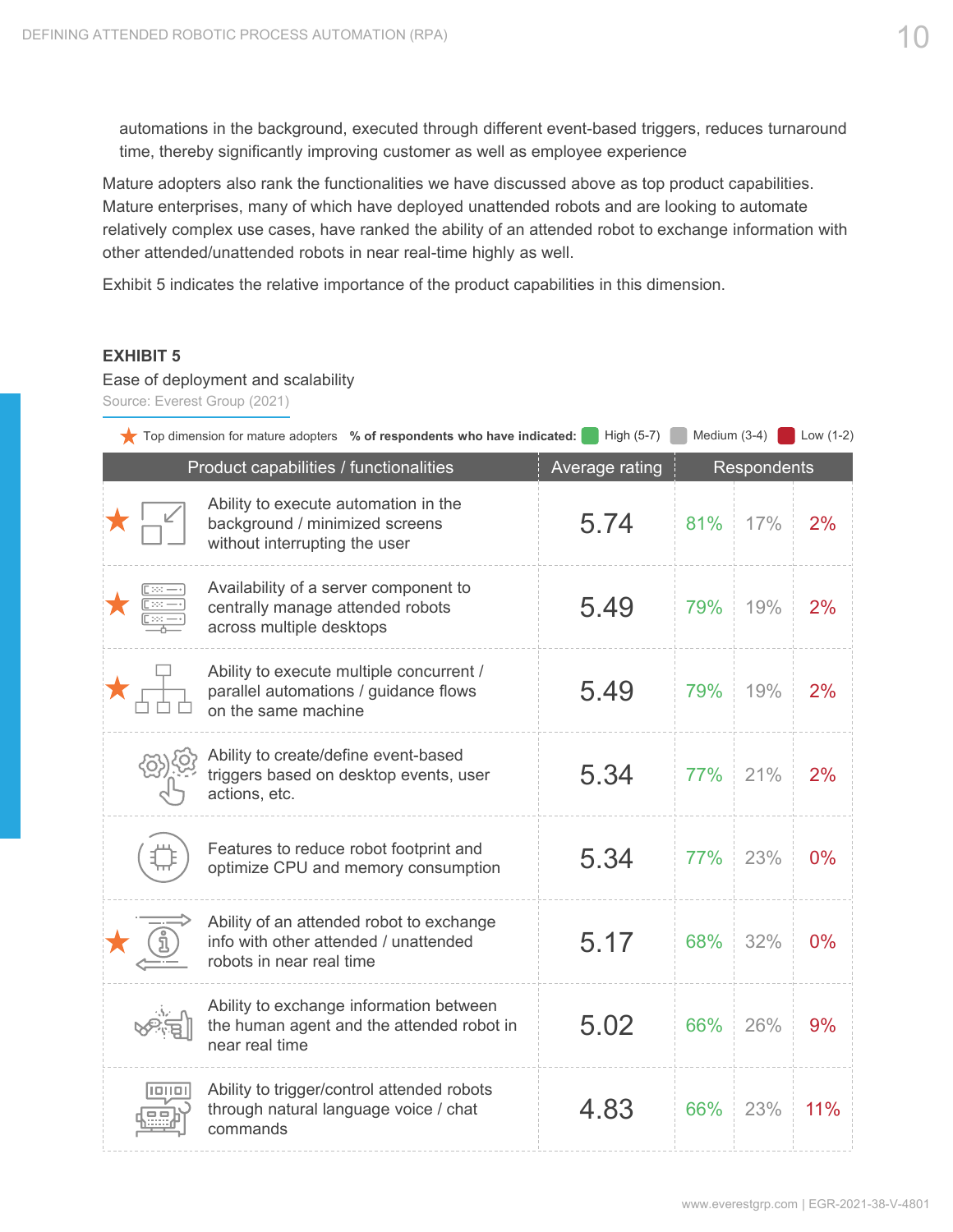automations in the background, executed through different event-based triggers, reduces turnaround time, thereby significantly improving customer as well as employee experience

Mature adopters also rank the functionalities we have discussed above as top product capabilities. Mature enterprises, many of which have deployed unattended robots and are looking to automate relatively complex use cases, have ranked the ability of an attended robot to exchange information with other attended/unattended robots in near real-time highly as well.

Exhibit 5 indicates the relative importance of the product capabilities in this dimension.

**EXHIBIT 5**

Ease of deployment and scalability

Source: Everest Group (2021)

★ Top dimension for mature adopters — **% of respondents who have indicated:** High (5-7) | Medium (3-4) | Low (1-2)

| Product capabilities / functionalities | Average rating | High (5-7) | Medium (3-4) | Low (1-2) |
|---|---|---|---|---|
| ★ Ability to execute automation in the background / minimized screens without interrupting the user | 5.74 | 81% | 17% | 2% |
| ★ Availability of a server component to centrally manage attended robots across multiple desktops | 5.49 | 79% | 19% | 2% |
| ★ Ability to execute multiple concurrent / parallel automations / guidance flows on the same machine | 5.49 | 79% | 19% | 2% |
| Ability to create/define event-based triggers based on desktop events, user actions, etc. | 5.34 | 77% | 21% | 2% |
| Features to reduce robot footprint and optimize CPU and memory consumption | 5.34 | 77% | 23% | 0% |
| ★ Ability of an attended robot to exchange info with other attended / unattended robots in near real time | 5.17 | 68% | 32% | 0% |
| Ability to exchange information between the human agent and the attended robot in near real time | 5.02 | 66% | 26% | 9% |
| Ability to trigger/control attended robots through natural language voice / chat commands | 4.83 | 66% | 23% | 11% |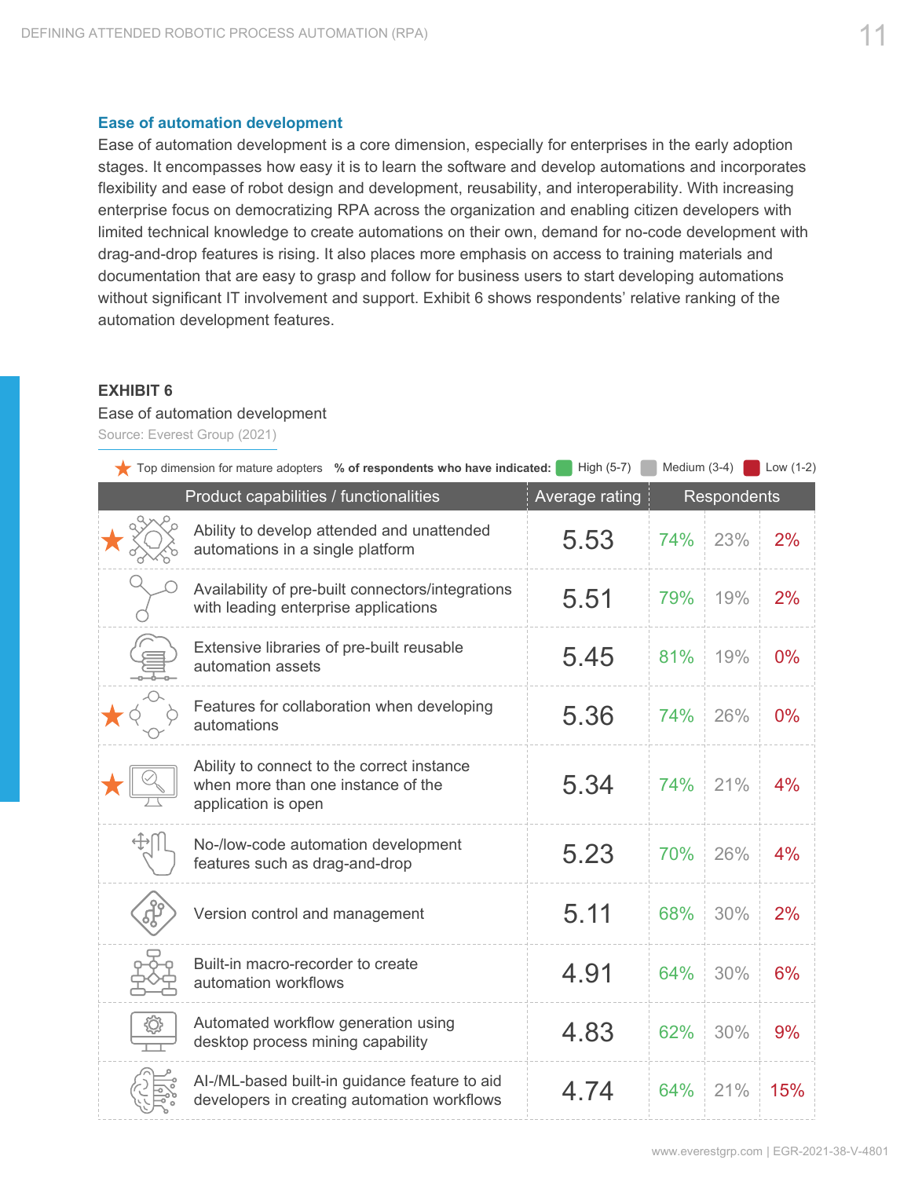### Ease of automation development

Ease of automation development is a core dimension, especially for enterprises in the early adoption stages. It encompasses how easy it is to learn the software and develop automations and incorporates flexibility and ease of robot design and development, reusability, and interoperability. With increasing enterprise focus on democratizing RPA across the organization and enabling citizen developers with limited technical knowledge to create automations on their own, demand for no-code development with drag-and-drop features is rising. It also places more emphasis on access to training materials and documentation that are easy to grasp and follow for business users to start developing automations without significant IT involvement and support. Exhibit 6 shows respondents' relative ranking of the automation development features.

**EXHIBIT 6**

Ease of automation development

Source: Everest Group (2021)

★ Top dimension for mature adopters **% of respondents who have indicated:** High (5-7) Medium (3-4) Low (1-2)

| | Product capabilities / functionalities | Average rating | Respondents – High (5-7) | Respondents – Medium (3-4) | Respondents – Low (1-2) |
|---|---|---|---|---|---|
| ★ | Ability to develop attended and unattended automations in a single platform | 5.53 | 74% | 23% | 2% |
| | Availability of pre-built connectors/integrations with leading enterprise applications | 5.51 | 79% | 19% | 2% |
| | Extensive libraries of pre-built reusable automation assets | 5.45 | 81% | 19% | 0% |
| ★ | Features for collaboration when developing automations | 5.36 | 74% | 26% | 0% |
| ★ | Ability to connect to the correct instance when more than one instance of the application is open | 5.34 | 74% | 21% | 4% |
| | No-/low-code automation development features such as drag-and-drop | 5.23 | 70% | 26% | 4% |
| | Version control and management | 5.11 | 68% | 30% | 2% |
| | Built-in macro-recorder to create automation workflows | 4.91 | 64% | 30% | 6% |
| | Automated workflow generation using desktop process mining capability | 4.83 | 62% | 30% | 9% |
| | AI-/ML-based built-in guidance feature to aid developers in creating automation workflows | 4.74 | 64% | 21% | 15% |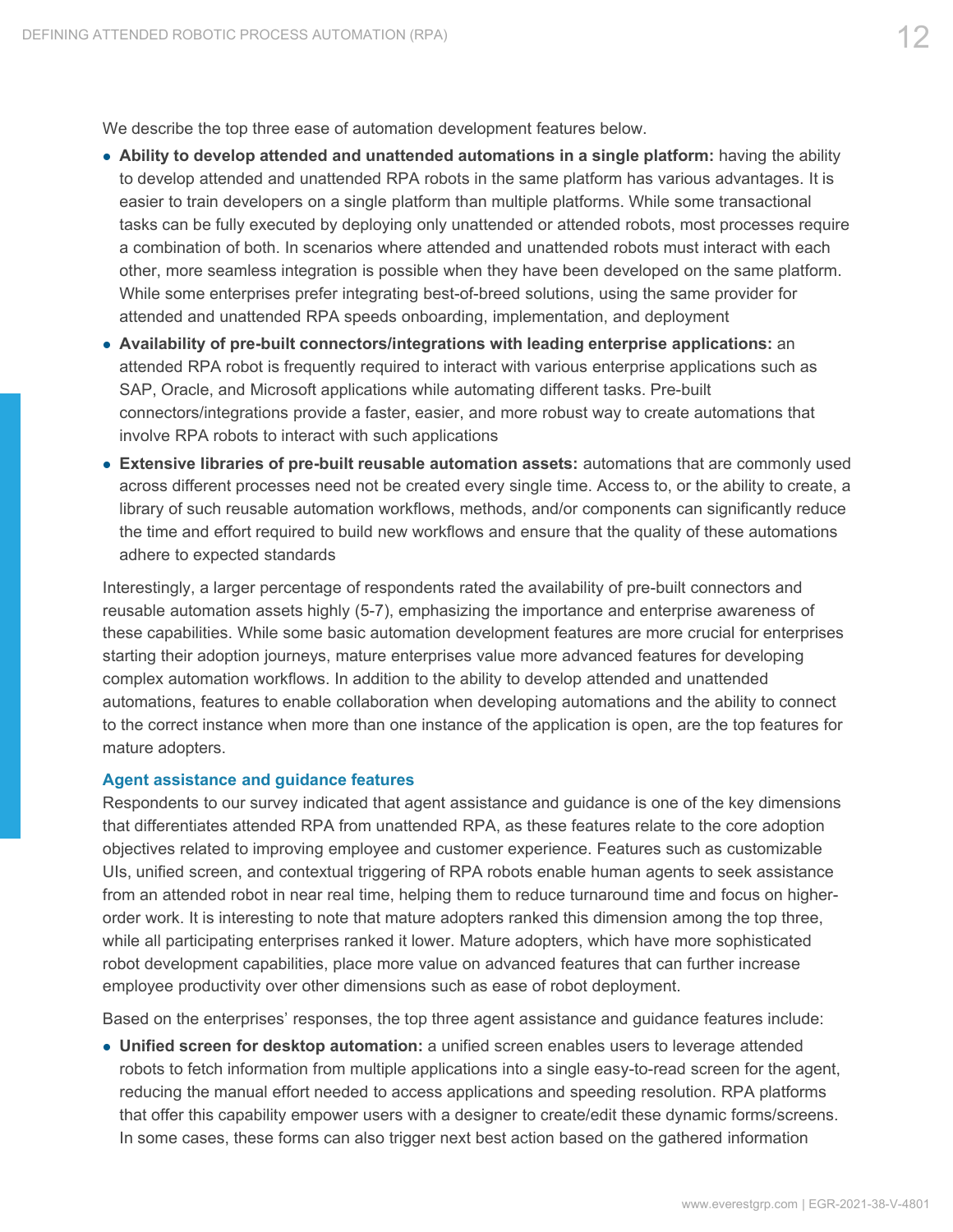We describe the top three ease of automation development features below.

- **Ability to develop attended and unattended automations in a single platform:** having the ability to develop attended and unattended RPA robots in the same platform has various advantages. It is easier to train developers on a single platform than multiple platforms. While some transactional tasks can be fully executed by deploying only unattended or attended robots, most processes require a combination of both. In scenarios where attended and unattended robots must interact with each other, more seamless integration is possible when they have been developed on the same platform. While some enterprises prefer integrating best-of-breed solutions, using the same provider for attended and unattended RPA speeds onboarding, implementation, and deployment
- **Availability of pre-built connectors/integrations with leading enterprise applications:** an attended RPA robot is frequently required to interact with various enterprise applications such as SAP, Oracle, and Microsoft applications while automating different tasks. Pre-built connectors/integrations provide a faster, easier, and more robust way to create automations that involve RPA robots to interact with such applications
- **Extensive libraries of pre-built reusable automation assets:** automations that are commonly used across different processes need not be created every single time. Access to, or the ability to create, a library of such reusable automation workflows, methods, and/or components can significantly reduce the time and effort required to build new workflows and ensure that the quality of these automations adhere to expected standards

Interestingly, a larger percentage of respondents rated the availability of pre-built connectors and reusable automation assets highly (5-7), emphasizing the importance and enterprise awareness of these capabilities. While some basic automation development features are more crucial for enterprises starting their adoption journeys, mature enterprises value more advanced features for developing complex automation workflows. In addition to the ability to develop attended and unattended automations, features to enable collaboration when developing automations and the ability to connect to the correct instance when more than one instance of the application is open, are the top features for mature adopters.

### Agent assistance and guidance features

Respondents to our survey indicated that agent assistance and guidance is one of the key dimensions that differentiates attended RPA from unattended RPA, as these features relate to the core adoption objectives related to improving employee and customer experience. Features such as customizable UIs, unified screen, and contextual triggering of RPA robots enable human agents to seek assistance from an attended robot in near real time, helping them to reduce turnaround time and focus on higher-order work. It is interesting to note that mature adopters ranked this dimension among the top three, while all participating enterprises ranked it lower. Mature adopters, which have more sophisticated robot development capabilities, place more value on advanced features that can further increase employee productivity over other dimensions such as ease of robot deployment.

Based on the enterprises' responses, the top three agent assistance and guidance features include:

- **Unified screen for desktop automation:** a unified screen enables users to leverage attended robots to fetch information from multiple applications into a single easy-to-read screen for the agent, reducing the manual effort needed to access applications and speeding resolution. RPA platforms that offer this capability empower users with a designer to create/edit these dynamic forms/screens. In some cases, these forms can also trigger next best action based on the gathered information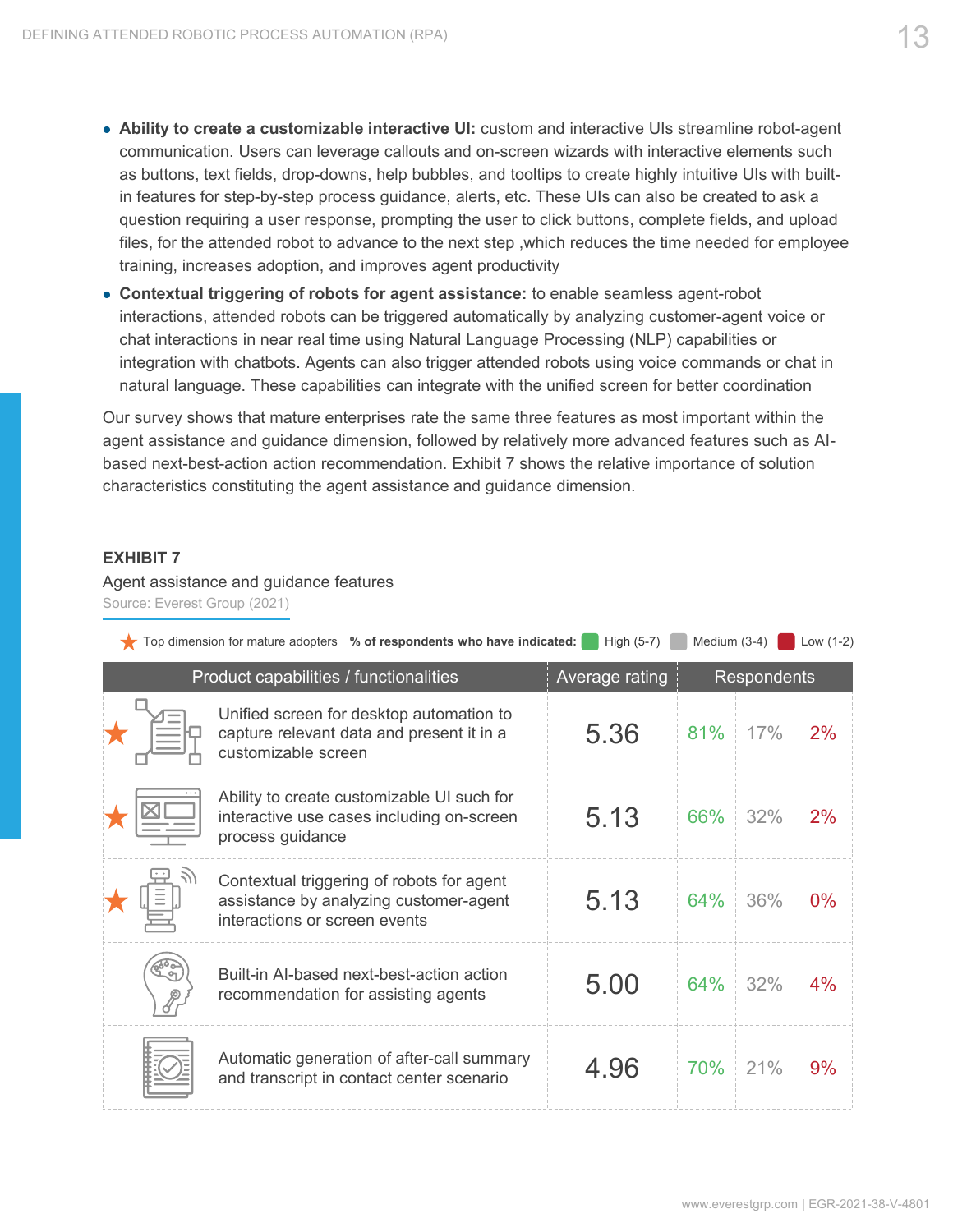- **Ability to create a customizable interactive UI:** custom and interactive UIs streamline robot-agent communication. Users can leverage callouts and on-screen wizards with interactive elements such as buttons, text fields, drop-downs, help bubbles, and tooltips to create highly intuitive UIs with built-in features for step-by-step process guidance, alerts, etc. These UIs can also be created to ask a question requiring a user response, prompting the user to click buttons, complete fields, and upload files, for the attended robot to advance to the next step ,which reduces the time needed for employee training, increases adoption, and improves agent productivity
- **Contextual triggering of robots for agent assistance:** to enable seamless agent-robot interactions, attended robots can be triggered automatically by analyzing customer-agent voice or chat interactions in near real time using Natural Language Processing (NLP) capabilities or integration with chatbots. Agents can also trigger attended robots using voice commands or chat in natural language. These capabilities can integrate with the unified screen for better coordination

Our survey shows that mature enterprises rate the same three features as most important within the agent assistance and guidance dimension, followed by relatively more advanced features such as AI-based next-best-action action recommendation. Exhibit 7 shows the relative importance of solution characteristics constituting the agent assistance and guidance dimension.

**EXHIBIT 7**

Agent assistance and guidance features

Source: Everest Group (2021)

★ Top dimension for mature adopters — % of respondents who have indicated: High (5-7), Medium (3-4), Low (1-2)

| Product capabilities / functionalities | Average rating | Respondents: High (5-7) | Respondents: Medium (3-4) | Respondents: Low (1-2) |
|---|---|---|---|---|
| ★ Unified screen for desktop automation to capture relevant data and present it in a customizable screen | 5.36 | 81% | 17% | 2% |
| ★ Ability to create customizable UI such for interactive use cases including on-screen process guidance | 5.13 | 66% | 32% | 2% |
| ★ Contextual triggering of robots for agent assistance by analyzing customer-agent interactions or screen events | 5.13 | 64% | 36% | 0% |
| Built-in AI-based next-best-action action recommendation for assisting agents | 5.00 | 64% | 32% | 4% |
| Automatic generation of after-call summary and transcript in contact center scenario | 4.96 | 70% | 21% | 9% |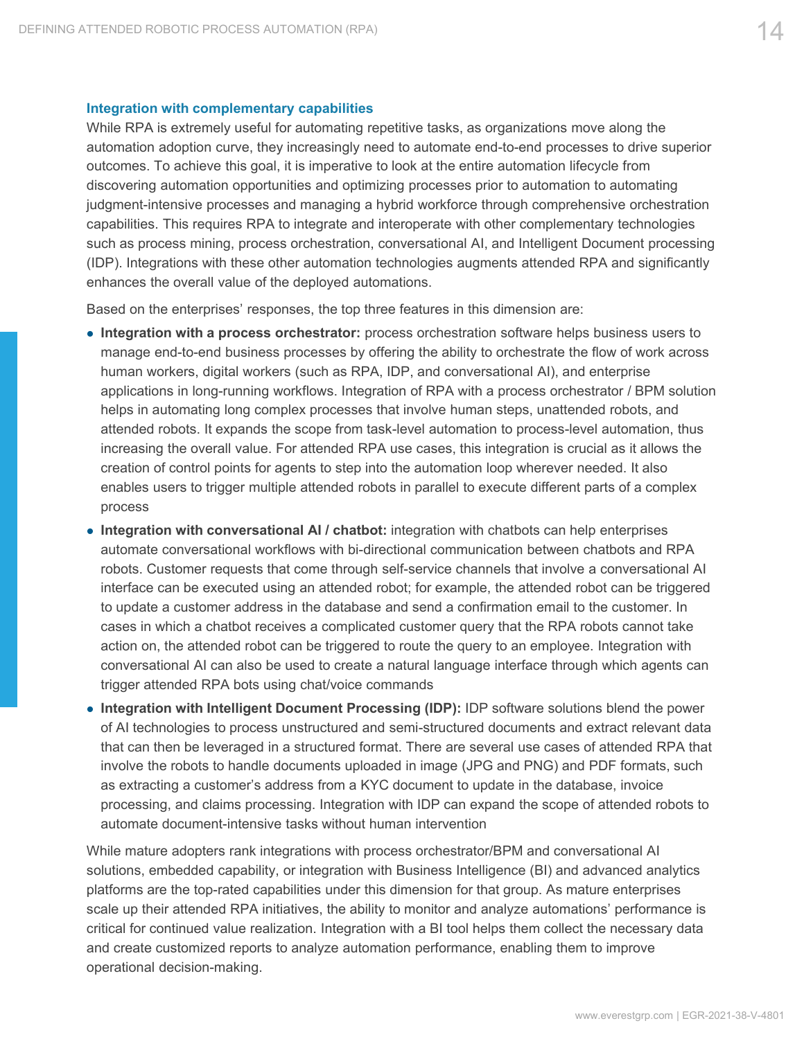### Integration with complementary capabilities

While RPA is extremely useful for automating repetitive tasks, as organizations move along the automation adoption curve, they increasingly need to automate end-to-end processes to drive superior outcomes. To achieve this goal, it is imperative to look at the entire automation lifecycle from discovering automation opportunities and optimizing processes prior to automation to automating judgment-intensive processes and managing a hybrid workforce through comprehensive orchestration capabilities. This requires RPA to integrate and interoperate with other complementary technologies such as process mining, process orchestration, conversational AI, and Intelligent Document processing (IDP). Integrations with these other automation technologies augments attended RPA and significantly enhances the overall value of the deployed automations.

Based on the enterprises' responses, the top three features in this dimension are:

- **Integration with a process orchestrator:** process orchestration software helps business users to manage end-to-end business processes by offering the ability to orchestrate the flow of work across human workers, digital workers (such as RPA, IDP, and conversational AI), and enterprise applications in long-running workflows. Integration of RPA with a process orchestrator / BPM solution helps in automating long complex processes that involve human steps, unattended robots, and attended robots. It expands the scope from task-level automation to process-level automation, thus increasing the overall value. For attended RPA use cases, this integration is crucial as it allows the creation of control points for agents to step into the automation loop wherever needed. It also enables users to trigger multiple attended robots in parallel to execute different parts of a complex process
- **Integration with conversational AI / chatbot:** integration with chatbots can help enterprises automate conversational workflows with bi-directional communication between chatbots and RPA robots. Customer requests that come through self-service channels that involve a conversational AI interface can be executed using an attended robot; for example, the attended robot can be triggered to update a customer address in the database and send a confirmation email to the customer. In cases in which a chatbot receives a complicated customer query that the RPA robots cannot take action on, the attended robot can be triggered to route the query to an employee. Integration with conversational AI can also be used to create a natural language interface through which agents can trigger attended RPA bots using chat/voice commands
- **Integration with Intelligent Document Processing (IDP):** IDP software solutions blend the power of AI technologies to process unstructured and semi-structured documents and extract relevant data that can then be leveraged in a structured format. There are several use cases of attended RPA that involve the robots to handle documents uploaded in image (JPG and PNG) and PDF formats, such as extracting a customer's address from a KYC document to update in the database, invoice processing, and claims processing. Integration with IDP can expand the scope of attended robots to automate document-intensive tasks without human intervention

While mature adopters rank integrations with process orchestrator/BPM and conversational AI solutions, embedded capability, or integration with Business Intelligence (BI) and advanced analytics platforms are the top-rated capabilities under this dimension for that group. As mature enterprises scale up their attended RPA initiatives, the ability to monitor and analyze automations' performance is critical for continued value realization. Integration with a BI tool helps them collect the necessary data and create customized reports to analyze automation performance, enabling them to improve operational decision-making.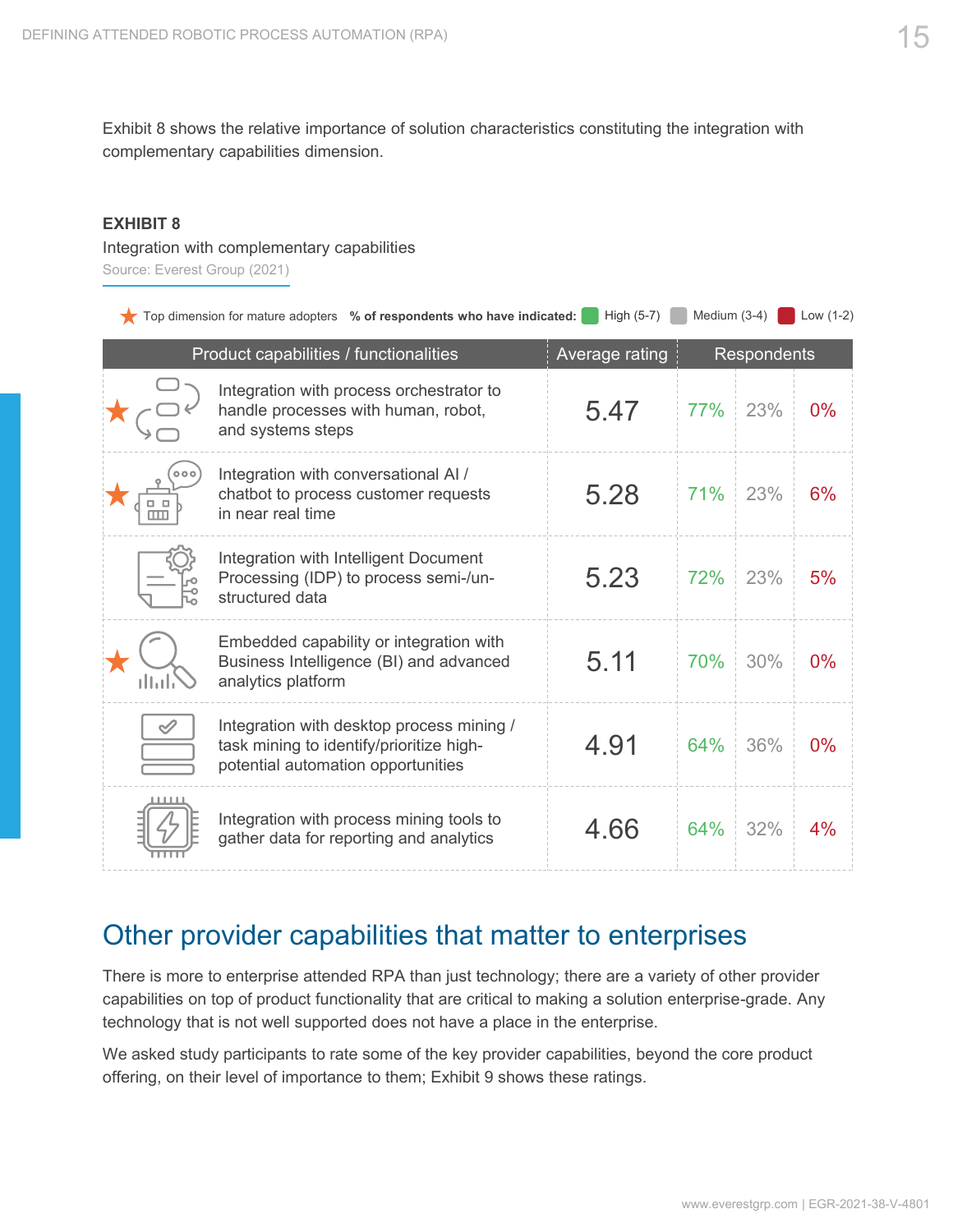Exhibit 8 shows the relative importance of solution characteristics constituting the integration with complementary capabilities dimension.

**EXHIBIT 8**

Integration with complementary capabilities

Source: Everest Group (2021)

★ Top dimension for mature adopters **% of respondents who have indicated:** High (5-7) Medium (3-4) Low (1-2)

| Product capabilities / functionalities | Average rating | Respondents | | |
|---|---|---|---|---|
| | | High (5-7) | Medium (3-4) | Low (1-2) |
| ★ Integration with process orchestrator to handle processes with human, robot, and systems steps | 5.47 | 77% | 23% | 0% |
| ★ Integration with conversational AI / chatbot to process customer requests in near real time | 5.28 | 71% | 23% | 6% |
| Integration with Intelligent Document Processing (IDP) to process semi-/un-structured data | 5.23 | 72% | 23% | 5% |
| ★ Embedded capability or integration with Business Intelligence (BI) and advanced analytics platform | 5.11 | 70% | 30% | 0% |
| Integration with desktop process mining / task mining to identify/prioritize high-potential automation opportunities | 4.91 | 64% | 36% | 0% |
| Integration with process mining tools to gather data for reporting and analytics | 4.66 | 64% | 32% | 4% |

## Other provider capabilities that matter to enterprises

There is more to enterprise attended RPA than just technology; there are a variety of other provider capabilities on top of product functionality that are critical to making a solution enterprise-grade. Any technology that is not well supported does not have a place in the enterprise.

We asked study participants to rate some of the key provider capabilities, beyond the core product offering, on their level of importance to them; Exhibit 9 shows these ratings.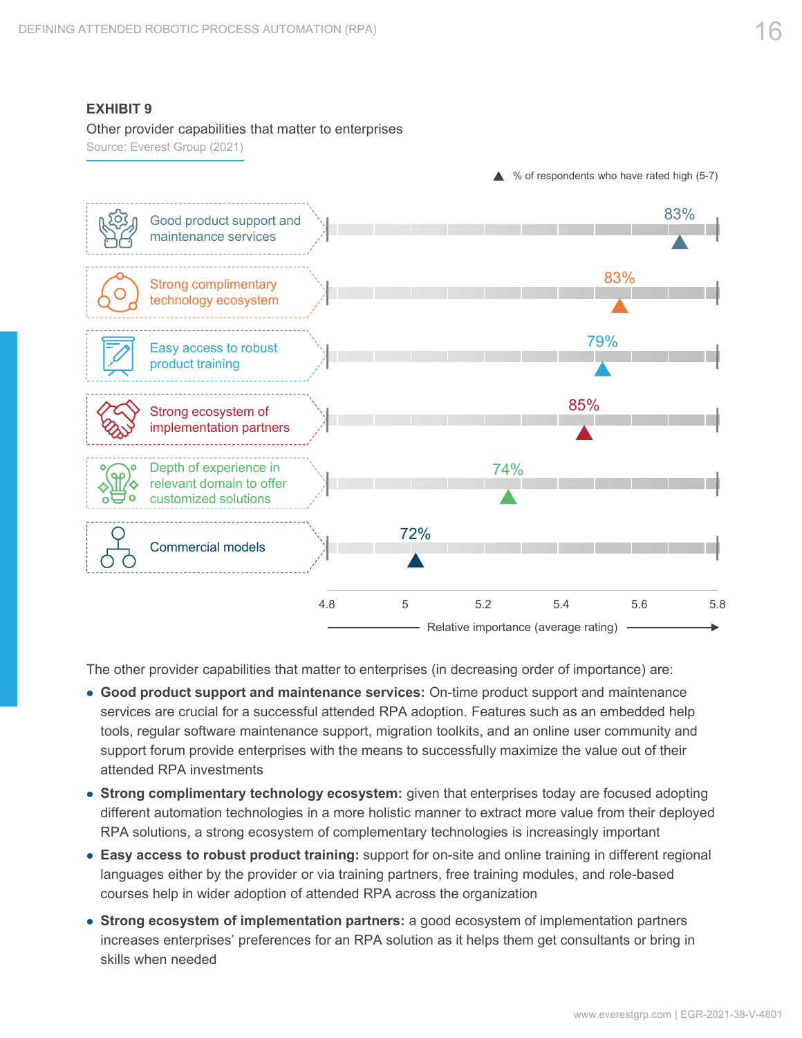**EXHIBIT 9**

Other provider capabilities that matter to enterprises

Source: Everest Group (2021)

▲ % of respondents who have rated high (5-7)

| Capability | % of respondents who have rated high (5-7) |
|---|---|
| Good product support and maintenance services | 83% |
| Strong complimentary technology ecosystem | 83% |
| Easy access to robust product training | 79% |
| Strong ecosystem of implementation partners | 85% |
| Depth of experience in relevant domain to offer customized solutions | 74% |
| Commercial models | 72% |

Relative importance (average rating): 4.8, 5, 5.2, 5.4, 5.6, 5.8

The other provider capabilities that matter to enterprises (in decreasing order of importance) are:

- **Good product support and maintenance services:** On-time product support and maintenance services are crucial for a successful attended RPA adoption. Features such as an embedded help tools, regular software maintenance support, migration toolkits, and an online user community and support forum provide enterprises with the means to successfully maximize the value out of their attended RPA investments
- **Strong complimentary technology ecosystem:** given that enterprises today are focused adopting different automation technologies in a more holistic manner to extract more value from their deployed RPA solutions, a strong ecosystem of complementary technologies is increasingly important
- **Easy access to robust product training:** support for on-site and online training in different regional languages either by the provider or via training partners, free training modules, and role-based courses help in wider adoption of attended RPA across the organization
- **Strong ecosystem of implementation partners:** a good ecosystem of implementation partners increases enterprises' preferences for an RPA solution as it helps them get consultants or bring in skills when needed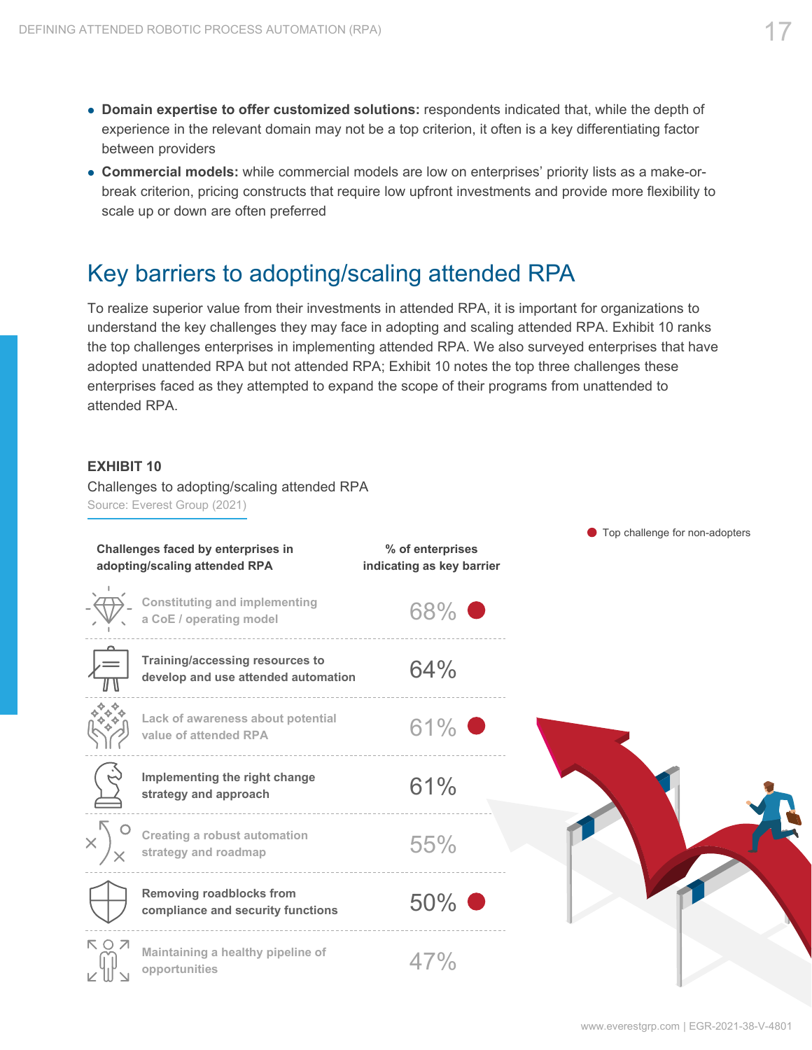- **Domain expertise to offer customized solutions:** respondents indicated that, while the depth of experience in the relevant domain may not be a top criterion, it often is a key differentiating factor between providers
- **Commercial models:** while commercial models are low on enterprises' priority lists as a make-or-break criterion, pricing constructs that require low upfront investments and provide more flexibility to scale up or down are often preferred

## Key barriers to adopting/scaling attended RPA

To realize superior value from their investments in attended RPA, it is important for organizations to understand the key challenges they may face in adopting and scaling attended RPA. Exhibit 10 ranks the top challenges enterprises in implementing attended RPA. We also surveyed enterprises that have adopted unattended RPA but not attended RPA; Exhibit 10 notes the top three challenges these enterprises faced as they attempted to expand the scope of their programs from unattended to attended RPA.

**EXHIBIT 10**

Challenges to adopting/scaling attended RPA

Source: Everest Group (2021)

● Top challenge for non-adopters

| Challenges faced by enterprises in adopting/scaling attended RPA | % of enterprises indicating as key barrier |
|---|---|
| Constituting and implementing a CoE / operating model | 68% ● |
| Training/accessing resources to develop and use attended automation | 64% |
| Lack of awareness about potential value of attended RPA | 61% ● |
| Implementing the right change strategy and approach | 61% |
| Creating a robust automation strategy and roadmap | 55% |
| Removing roadblocks from compliance and security functions | 50% ● |
| Maintaining a healthy pipeline of opportunities | 47% |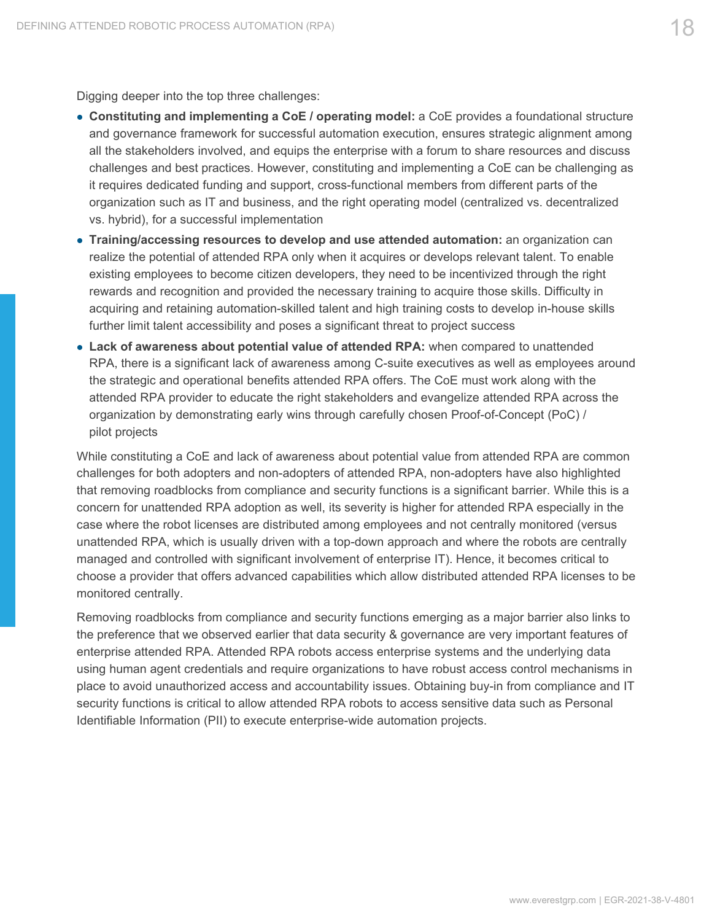Digging deeper into the top three challenges:

- **Constituting and implementing a CoE / operating model:** a CoE provides a foundational structure and governance framework for successful automation execution, ensures strategic alignment among all the stakeholders involved, and equips the enterprise with a forum to share resources and discuss challenges and best practices. However, constituting and implementing a CoE can be challenging as it requires dedicated funding and support, cross-functional members from different parts of the organization such as IT and business, and the right operating model (centralized vs. decentralized vs. hybrid), for a successful implementation
- **Training/accessing resources to develop and use attended automation:** an organization can realize the potential of attended RPA only when it acquires or develops relevant talent. To enable existing employees to become citizen developers, they need to be incentivized through the right rewards and recognition and provided the necessary training to acquire those skills. Difficulty in acquiring and retaining automation-skilled talent and high training costs to develop in-house skills further limit talent accessibility and poses a significant threat to project success
- **Lack of awareness about potential value of attended RPA:** when compared to unattended RPA, there is a significant lack of awareness among C-suite executives as well as employees around the strategic and operational benefits attended RPA offers. The CoE must work along with the attended RPA provider to educate the right stakeholders and evangelize attended RPA across the organization by demonstrating early wins through carefully chosen Proof-of-Concept (PoC) / pilot projects

While constituting a CoE and lack of awareness about potential value from attended RPA are common challenges for both adopters and non-adopters of attended RPA, non-adopters have also highlighted that removing roadblocks from compliance and security functions is a significant barrier. While this is a concern for unattended RPA adoption as well, its severity is higher for attended RPA especially in the case where the robot licenses are distributed among employees and not centrally monitored (versus unattended RPA, which is usually driven with a top-down approach and where the robots are centrally managed and controlled with significant involvement of enterprise IT). Hence, it becomes critical to choose a provider that offers advanced capabilities which allow distributed attended RPA licenses to be monitored centrally.

Removing roadblocks from compliance and security functions emerging as a major barrier also links to the preference that we observed earlier that data security & governance are very important features of enterprise attended RPA. Attended RPA robots access enterprise systems and the underlying data using human agent credentials and require organizations to have robust access control mechanisms in place to avoid unauthorized access and accountability issues. Obtaining buy-in from compliance and IT security functions is critical to allow attended RPA robots to access sensitive data such as Personal Identifiable Information (PII) to execute enterprise-wide automation projects.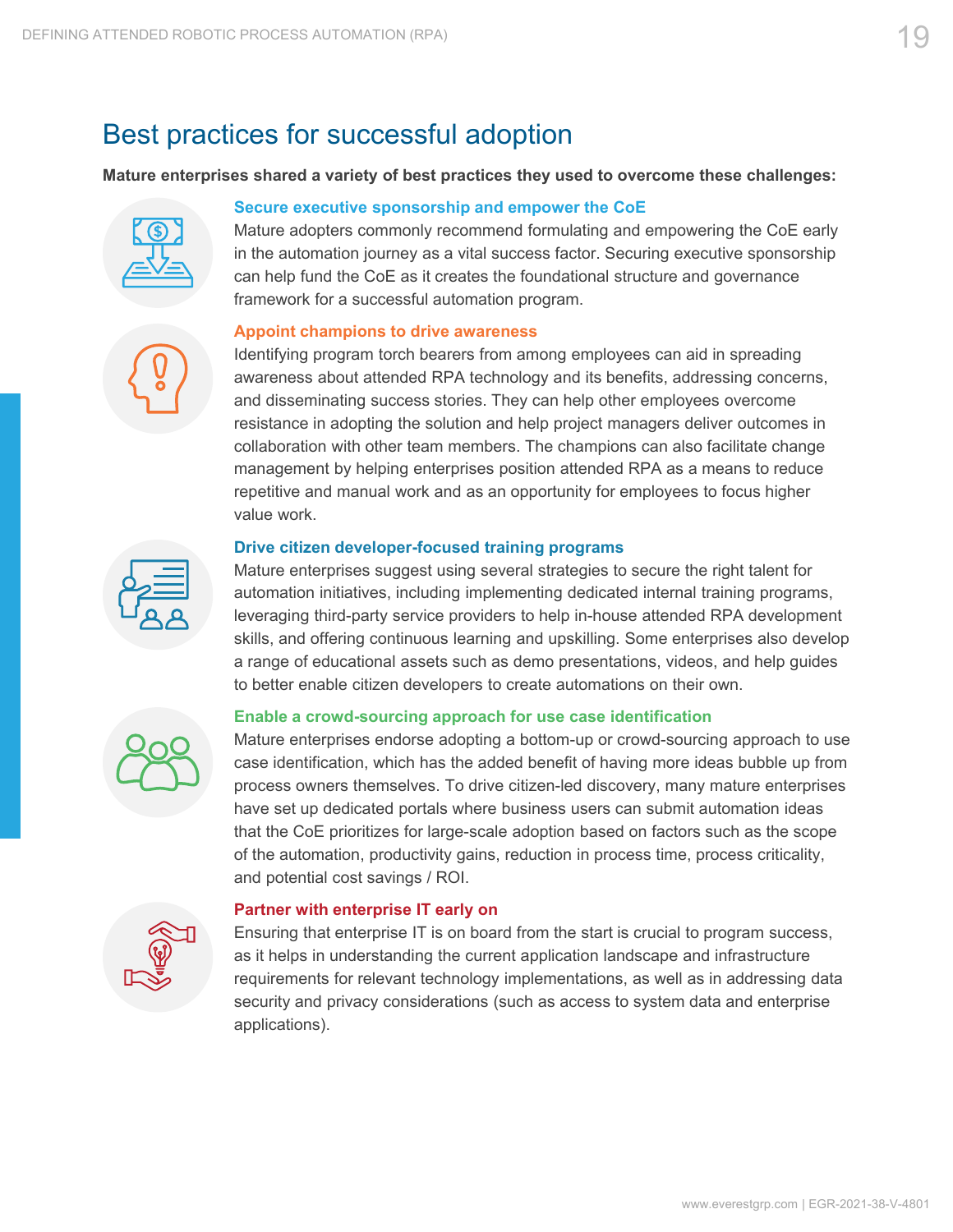# Best practices for successful adoption

**Mature enterprises shared a variety of best practices they used to overcome these challenges:**

### Secure executive sponsorship and empower the CoE

Mature adopters commonly recommend formulating and empowering the CoE early in the automation journey as a vital success factor. Securing executive sponsorship can help fund the CoE as it creates the foundational structure and governance framework for a successful automation program.

### Appoint champions to drive awareness

Identifying program torch bearers from among employees can aid in spreading awareness about attended RPA technology and its benefits, addressing concerns, and disseminating success stories. They can help other employees overcome resistance in adopting the solution and help project managers deliver outcomes in collaboration with other team members. The champions can also facilitate change management by helping enterprises position attended RPA as a means to reduce repetitive and manual work and as an opportunity for employees to focus higher value work.

### Drive citizen developer-focused training programs

Mature enterprises suggest using several strategies to secure the right talent for automation initiatives, including implementing dedicated internal training programs, leveraging third-party service providers to help in-house attended RPA development skills, and offering continuous learning and upskilling. Some enterprises also develop a range of educational assets such as demo presentations, videos, and help guides to better enable citizen developers to create automations on their own.

### Enable a crowd-sourcing approach for use case identification

Mature enterprises endorse adopting a bottom-up or crowd-sourcing approach to use case identification, which has the added benefit of having more ideas bubble up from process owners themselves. To drive citizen-led discovery, many mature enterprises have set up dedicated portals where business users can submit automation ideas that the CoE prioritizes for large-scale adoption based on factors such as the scope of the automation, productivity gains, reduction in process time, process criticality, and potential cost savings / ROI.

### Partner with enterprise IT early on

Ensuring that enterprise IT is on board from the start is crucial to program success, as it helps in understanding the current application landscape and infrastructure requirements for relevant technology implementations, as well as in addressing data security and privacy considerations (such as access to system data and enterprise applications).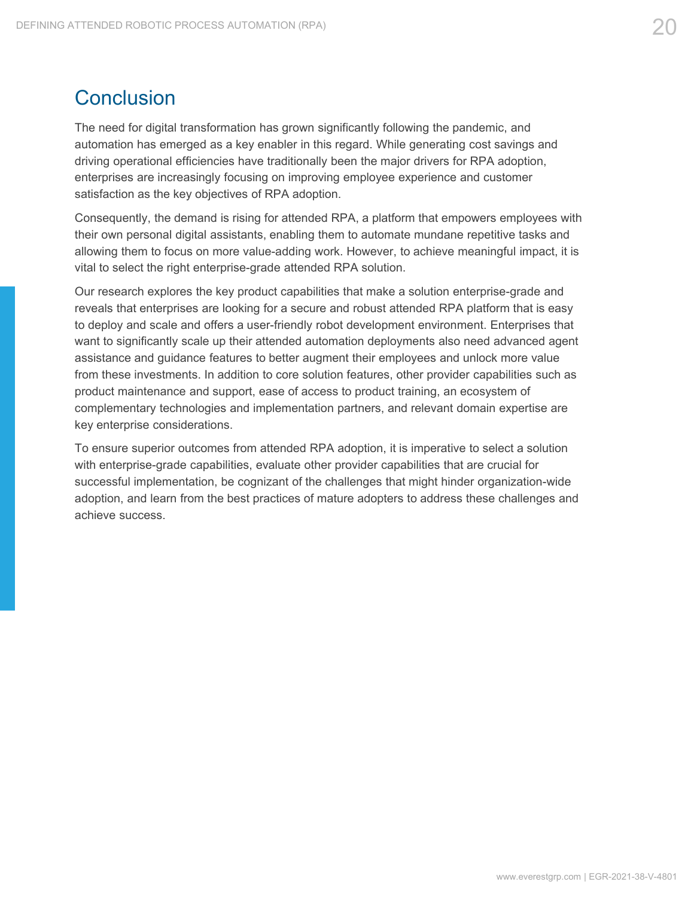## Conclusion

The need for digital transformation has grown significantly following the pandemic, and automation has emerged as a key enabler in this regard. While generating cost savings and driving operational efficiencies have traditionally been the major drivers for RPA adoption, enterprises are increasingly focusing on improving employee experience and customer satisfaction as the key objectives of RPA adoption.

Consequently, the demand is rising for attended RPA, a platform that empowers employees with their own personal digital assistants, enabling them to automate mundane repetitive tasks and allowing them to focus on more value-adding work. However, to achieve meaningful impact, it is vital to select the right enterprise-grade attended RPA solution.

Our research explores the key product capabilities that make a solution enterprise-grade and reveals that enterprises are looking for a secure and robust attended RPA platform that is easy to deploy and scale and offers a user-friendly robot development environment. Enterprises that want to significantly scale up their attended automation deployments also need advanced agent assistance and guidance features to better augment their employees and unlock more value from these investments. In addition to core solution features, other provider capabilities such as product maintenance and support, ease of access to product training, an ecosystem of complementary technologies and implementation partners, and relevant domain expertise are key enterprise considerations.

To ensure superior outcomes from attended RPA adoption, it is imperative to select a solution with enterprise-grade capabilities, evaluate other provider capabilities that are crucial for successful implementation, be cognizant of the challenges that might hinder organization-wide adoption, and learn from the best practices of mature adopters to address these challenges and achieve success.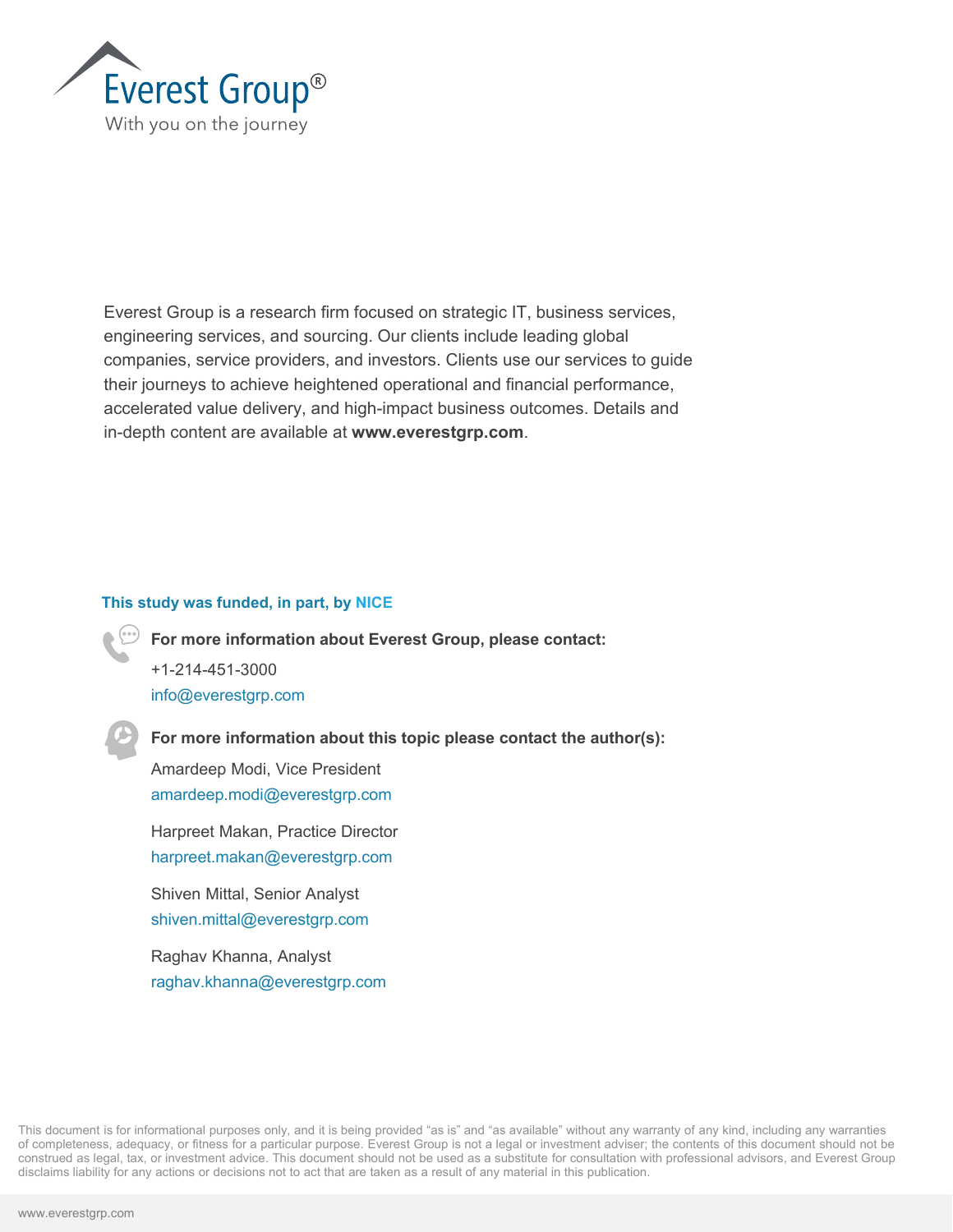Everest Group®

With you on the journey

Everest Group is a research firm focused on strategic IT, business services, engineering services, and sourcing. Our clients include leading global companies, service providers, and investors. Clients use our services to guide their journeys to achieve heightened operational and financial performance, accelerated value delivery, and high-impact business outcomes. Details and in-depth content are available at **www.everestgrp.com**.

**This study was funded, in part, by NICE**

**For more information about Everest Group, please contact:**

+1-214-451-3000

info@everestgrp.com

**For more information about this topic please contact the author(s):**

Amardeep Modi, Vice President

amardeep.modi@everestgrp.com

Harpreet Makan, Practice Director

harpreet.makan@everestgrp.com

Shiven Mittal, Senior Analyst

shiven.mittal@everestgrp.com

Raghav Khanna, Analyst

raghav.khanna@everestgrp.com

This document is for informational purposes only, and it is being provided "as is" and "as available" without any warranty of any kind, including any warranties of completeness, adequacy, or fitness for a particular purpose. Everest Group is not a legal or investment adviser; the contents of this document should not be construed as legal, tax, or investment advice. This document should not be used as a substitute for consultation with professional advisors, and Everest Group disclaims liability for any actions or decisions not to act that are taken as a result of any material in this publication.